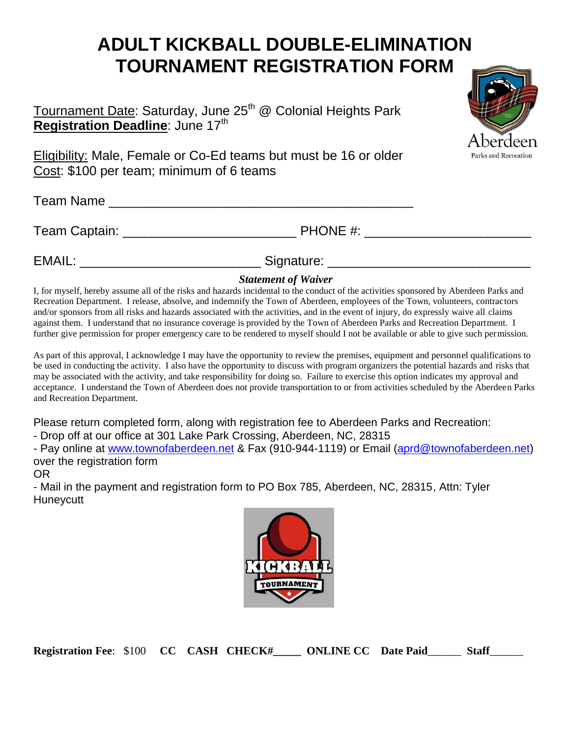# ADULT KICKBALL DOUBLE-ELIMINATION TOURNAMENT REGISTRATION FORM

Tournament Date: Saturday, June 25th @ Colonial Heights Park
**Registration Deadline**: June 17th

Eligibility: Male, Female or Co-Ed teams but must be 16 or older
Cost: $100 per team; minimum of 6 teams

Team Name ___________________________________________

Team Captain: _________________________ PHONE #: ________________________

EMAIL: __________________________ Signature: ____________________________

***Statement of Waiver***

I, for myself, hereby assume all of the risks and hazards incidental to the conduct of the activities sponsored by Aberdeen Parks and Recreation Department. I release, absolve, and indemnify the Town of Aberdeen, employees of the Town, volunteers, contractors and/or sponsors from all risks and hazards associated with the activities, and in the event of injury, do expressly waive all claims against them. I understand that no insurance coverage is provided by the Town of Aberdeen Parks and Recreation Department. I further give permission for proper emergency care to be rendered to myself should I not be available or able to give such permission.

As part of this approval, I acknowledge I may have the opportunity to review the premises, equipment and personnel qualifications to be used in conducting the activity. I also have the opportunity to discuss with program organizers the potential hazards and risks that may be associated with the activity, and take responsibility for doing so. Failure to exercise this option indicates my approval and acceptance. I understand the Town of Aberdeen does not provide transportation to or from activities scheduled by the Aberdeen Parks and Recreation Department.

Please return completed form, along with registration fee to Aberdeen Parks and Recreation:
- Drop off at our office at 301 Lake Park Crossing, Aberdeen, NC, 28315
- Pay online at www.townofaberdeen.net & Fax (910-944-1119) or Email (aprd@townofaberdeen.net) over the registration form

OR

- Mail in the payment and registration form to PO Box 785, Aberdeen, NC, 28315, Attn: Tyler Huneycutt

**Registration Fee**: $100 **CC CASH CHECK#_____ ONLINE CC Date Paid______ Staff______**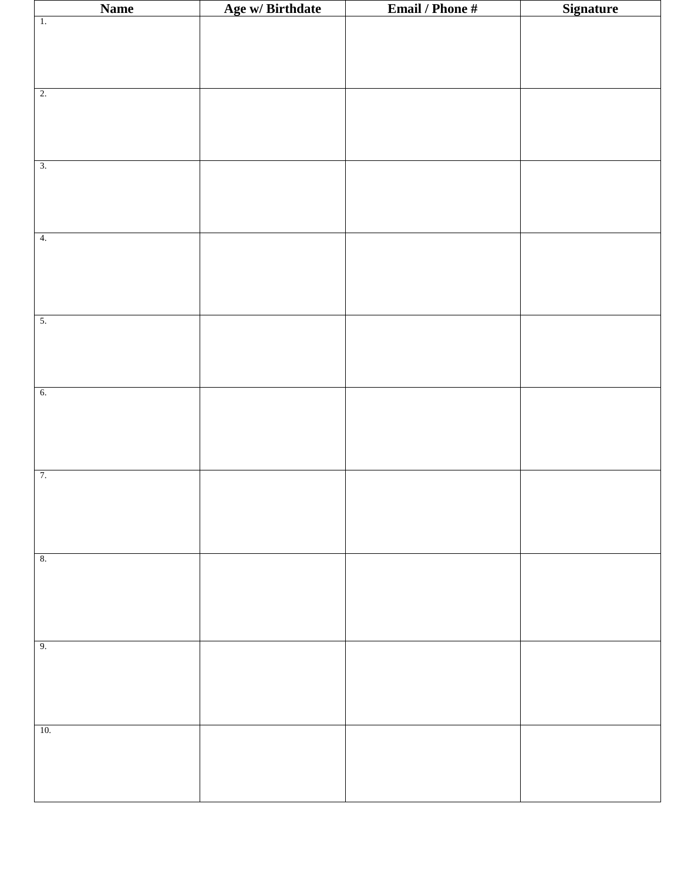| Name | Age w/ Birthdate | Email / Phone # | Signature |
|---|---|---|---|
| 1. | | | |
| 2. | | | |
| 3. | | | |
| 4. | | | |
| 5. | | | |
| 6. | | | |
| 7. | | | |
| 8. | | | |
| 9. | | | |
| 10. | | | |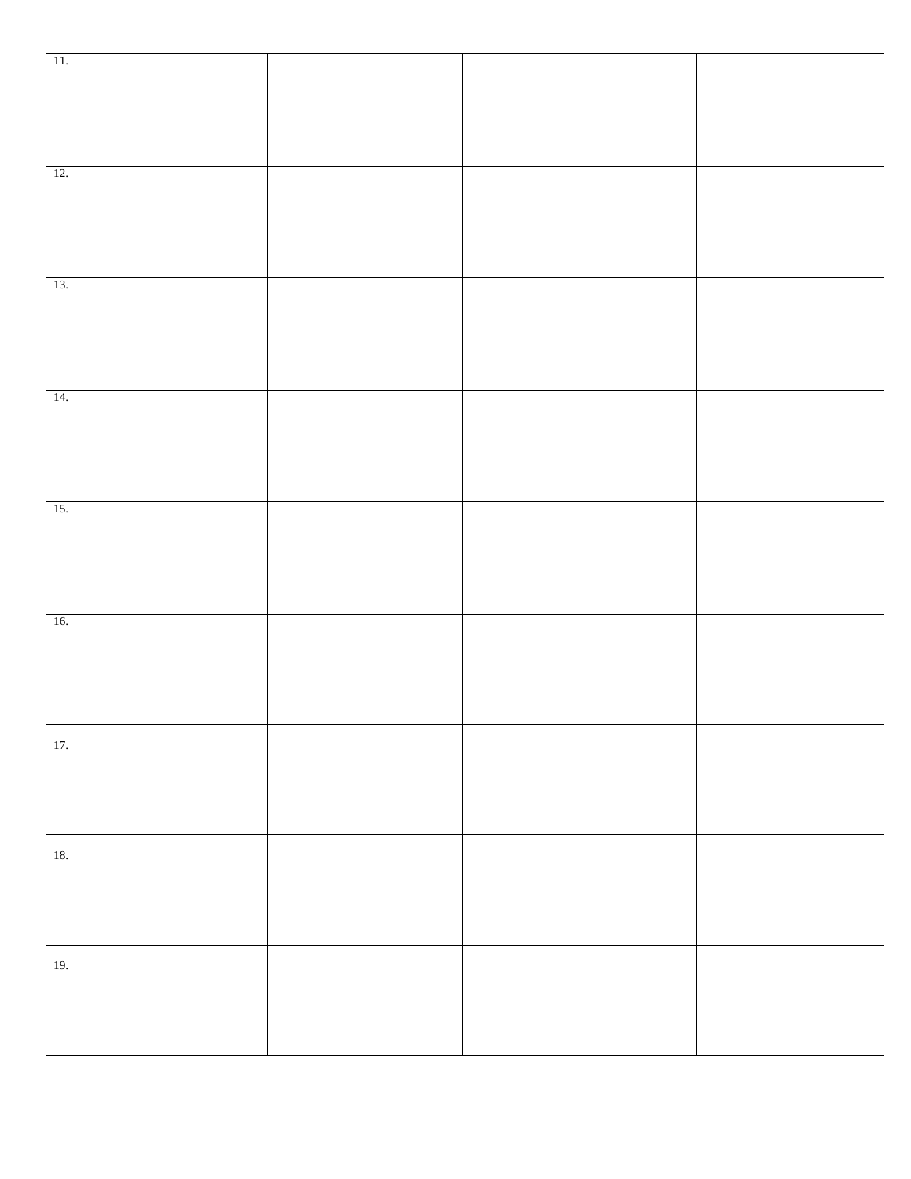| | | | |
|---|---|---|---|
| 11. | | | |
| 12. | | | |
| 13. | | | |
| 14. | | | |
| 15. | | | |
| 16. | | | |
| 17. | | | |
| 18. | | | |
| 19. | | | |